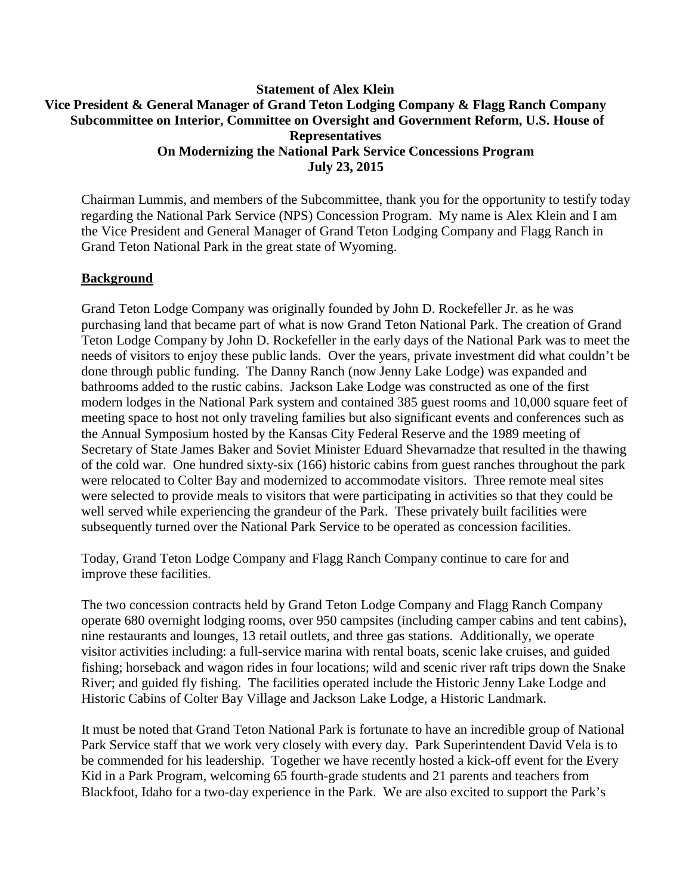**Statement of Alex Klein**
**Vice President & General Manager of Grand Teton Lodging Company & Flagg Ranch Company**
**Subcommittee on Interior, Committee on Oversight and Government Reform, U.S. House of Representatives**
**On Modernizing the National Park Service Concessions Program**
**July 23, 2015**

Chairman Lummis, and members of the Subcommittee, thank you for the opportunity to testify today regarding the National Park Service (NPS) Concession Program. My name is Alex Klein and I am the Vice President and General Manager of Grand Teton Lodging Company and Flagg Ranch in Grand Teton National Park in the great state of Wyoming.

## Background

Grand Teton Lodge Company was originally founded by John D. Rockefeller Jr. as he was purchasing land that became part of what is now Grand Teton National Park. The creation of Grand Teton Lodge Company by John D. Rockefeller in the early days of the National Park was to meet the needs of visitors to enjoy these public lands. Over the years, private investment did what couldn't be done through public funding. The Danny Ranch (now Jenny Lake Lodge) was expanded and bathrooms added to the rustic cabins. Jackson Lake Lodge was constructed as one of the first modern lodges in the National Park system and contained 385 guest rooms and 10,000 square feet of meeting space to host not only traveling families but also significant events and conferences such as the Annual Symposium hosted by the Kansas City Federal Reserve and the 1989 meeting of Secretary of State James Baker and Soviet Minister Eduard Shevarnadze that resulted in the thawing of the cold war. One hundred sixty-six (166) historic cabins from guest ranches throughout the park were relocated to Colter Bay and modernized to accommodate visitors. Three remote meal sites were selected to provide meals to visitors that were participating in activities so that they could be well served while experiencing the grandeur of the Park. These privately built facilities were subsequently turned over the National Park Service to be operated as concession facilities.

Today, Grand Teton Lodge Company and Flagg Ranch Company continue to care for and improve these facilities.

The two concession contracts held by Grand Teton Lodge Company and Flagg Ranch Company operate 680 overnight lodging rooms, over 950 campsites (including camper cabins and tent cabins), nine restaurants and lounges, 13 retail outlets, and three gas stations. Additionally, we operate visitor activities including: a full-service marina with rental boats, scenic lake cruises, and guided fishing; horseback and wagon rides in four locations; wild and scenic river raft trips down the Snake River; and guided fly fishing. The facilities operated include the Historic Jenny Lake Lodge and Historic Cabins of Colter Bay Village and Jackson Lake Lodge, a Historic Landmark.

It must be noted that Grand Teton National Park is fortunate to have an incredible group of National Park Service staff that we work very closely with every day. Park Superintendent David Vela is to be commended for his leadership. Together we have recently hosted a kick-off event for the Every Kid in a Park Program, welcoming 65 fourth-grade students and 21 parents and teachers from Blackfoot, Idaho for a two-day experience in the Park. We are also excited to support the Park's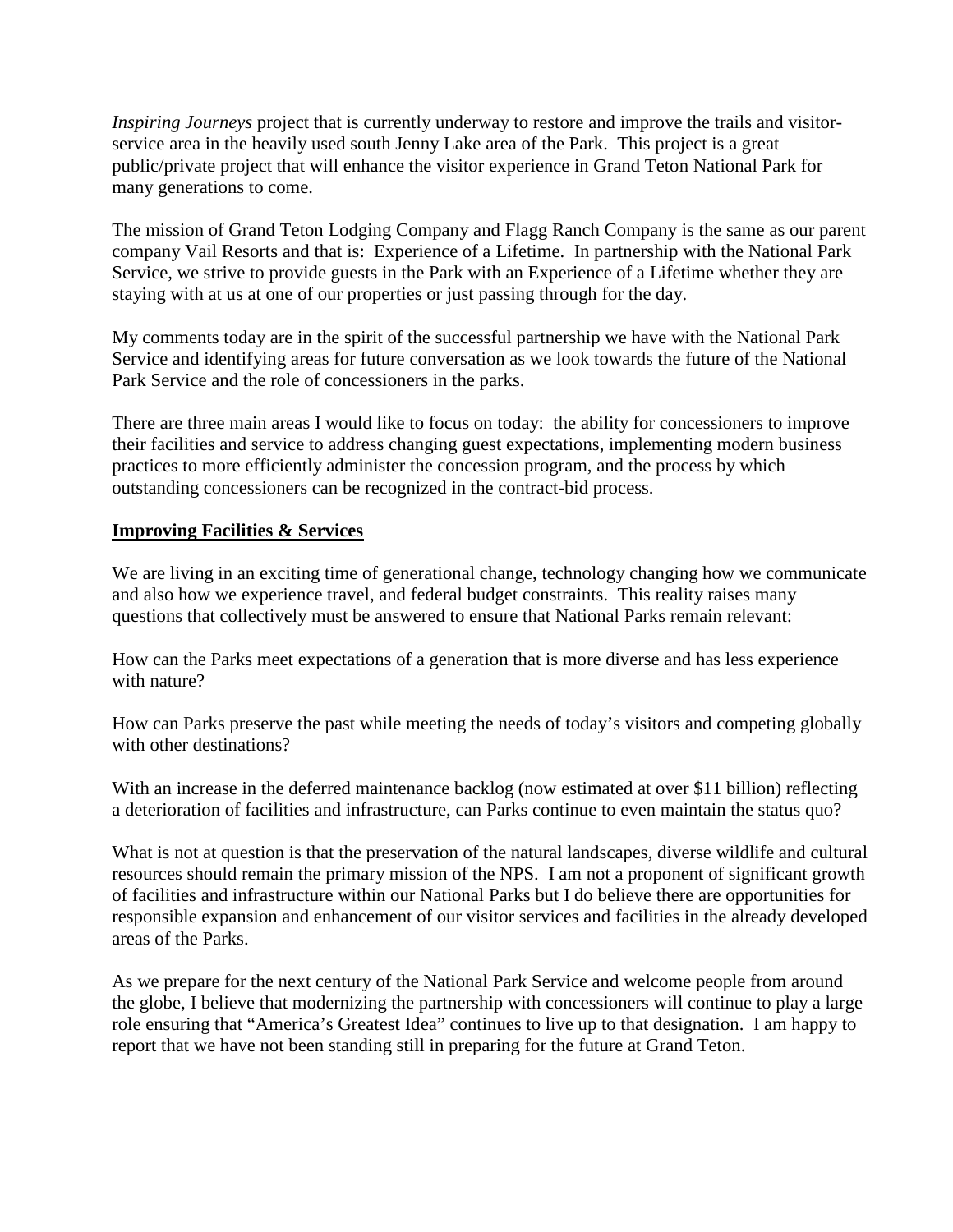*Inspiring Journeys* project that is currently underway to restore and improve the trails and visitor-service area in the heavily used south Jenny Lake area of the Park. This project is a great public/private project that will enhance the visitor experience in Grand Teton National Park for many generations to come.

The mission of Grand Teton Lodging Company and Flagg Ranch Company is the same as our parent company Vail Resorts and that is: Experience of a Lifetime. In partnership with the National Park Service, we strive to provide guests in the Park with an Experience of a Lifetime whether they are staying with at us at one of our properties or just passing through for the day.

My comments today are in the spirit of the successful partnership we have with the National Park Service and identifying areas for future conversation as we look towards the future of the National Park Service and the role of concessioners in the parks.

There are three main areas I would like to focus on today: the ability for concessioners to improve their facilities and service to address changing guest expectations, implementing modern business practices to more efficiently administer the concession program, and the process by which outstanding concessioners can be recognized in the contract-bid process.

## Improving Facilities & Services

We are living in an exciting time of generational change, technology changing how we communicate and also how we experience travel, and federal budget constraints. This reality raises many questions that collectively must be answered to ensure that National Parks remain relevant:

How can the Parks meet expectations of a generation that is more diverse and has less experience with nature?

How can Parks preserve the past while meeting the needs of today's visitors and competing globally with other destinations?

With an increase in the deferred maintenance backlog (now estimated at over $11 billion) reflecting a deterioration of facilities and infrastructure, can Parks continue to even maintain the status quo?

What is not at question is that the preservation of the natural landscapes, diverse wildlife and cultural resources should remain the primary mission of the NPS. I am not a proponent of significant growth of facilities and infrastructure within our National Parks but I do believe there are opportunities for responsible expansion and enhancement of our visitor services and facilities in the already developed areas of the Parks.

As we prepare for the next century of the National Park Service and welcome people from around the globe, I believe that modernizing the partnership with concessioners will continue to play a large role ensuring that "America's Greatest Idea" continues to live up to that designation. I am happy to report that we have not been standing still in preparing for the future at Grand Teton.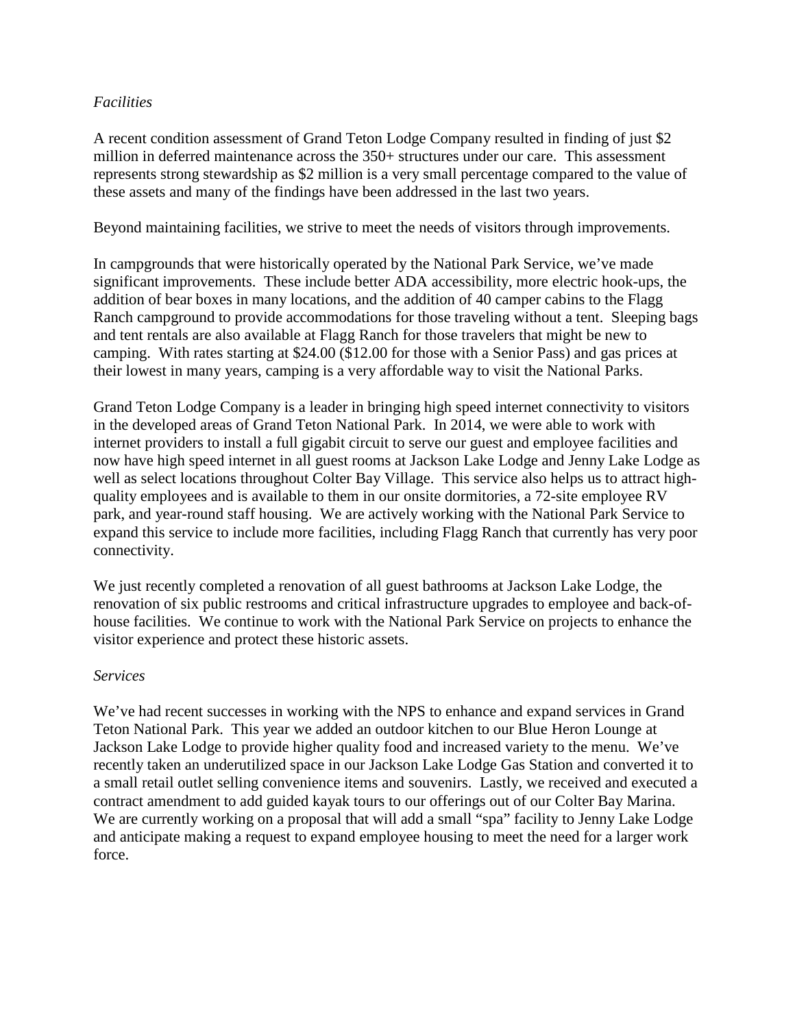*Facilities*

A recent condition assessment of Grand Teton Lodge Company resulted in finding of just $2 million in deferred maintenance across the 350+ structures under our care. This assessment represents strong stewardship as $2 million is a very small percentage compared to the value of these assets and many of the findings have been addressed in the last two years.

Beyond maintaining facilities, we strive to meet the needs of visitors through improvements.

In campgrounds that were historically operated by the National Park Service, we've made significant improvements. These include better ADA accessibility, more electric hook-ups, the addition of bear boxes in many locations, and the addition of 40 camper cabins to the Flagg Ranch campground to provide accommodations for those traveling without a tent. Sleeping bags and tent rentals are also available at Flagg Ranch for those travelers that might be new to camping. With rates starting at $24.00 ($12.00 for those with a Senior Pass) and gas prices at their lowest in many years, camping is a very affordable way to visit the National Parks.

Grand Teton Lodge Company is a leader in bringing high speed internet connectivity to visitors in the developed areas of Grand Teton National Park. In 2014, we were able to work with internet providers to install a full gigabit circuit to serve our guest and employee facilities and now have high speed internet in all guest rooms at Jackson Lake Lodge and Jenny Lake Lodge as well as select locations throughout Colter Bay Village. This service also helps us to attract high-quality employees and is available to them in our onsite dormitories, a 72-site employee RV park, and year-round staff housing. We are actively working with the National Park Service to expand this service to include more facilities, including Flagg Ranch that currently has very poor connectivity.

We just recently completed a renovation of all guest bathrooms at Jackson Lake Lodge, the renovation of six public restrooms and critical infrastructure upgrades to employee and back-of-house facilities. We continue to work with the National Park Service on projects to enhance the visitor experience and protect these historic assets.

*Services*

We've had recent successes in working with the NPS to enhance and expand services in Grand Teton National Park. This year we added an outdoor kitchen to our Blue Heron Lounge at Jackson Lake Lodge to provide higher quality food and increased variety to the menu. We've recently taken an underutilized space in our Jackson Lake Lodge Gas Station and converted it to a small retail outlet selling convenience items and souvenirs. Lastly, we received and executed a contract amendment to add guided kayak tours to our offerings out of our Colter Bay Marina. We are currently working on a proposal that will add a small "spa" facility to Jenny Lake Lodge and anticipate making a request to expand employee housing to meet the need for a larger work force.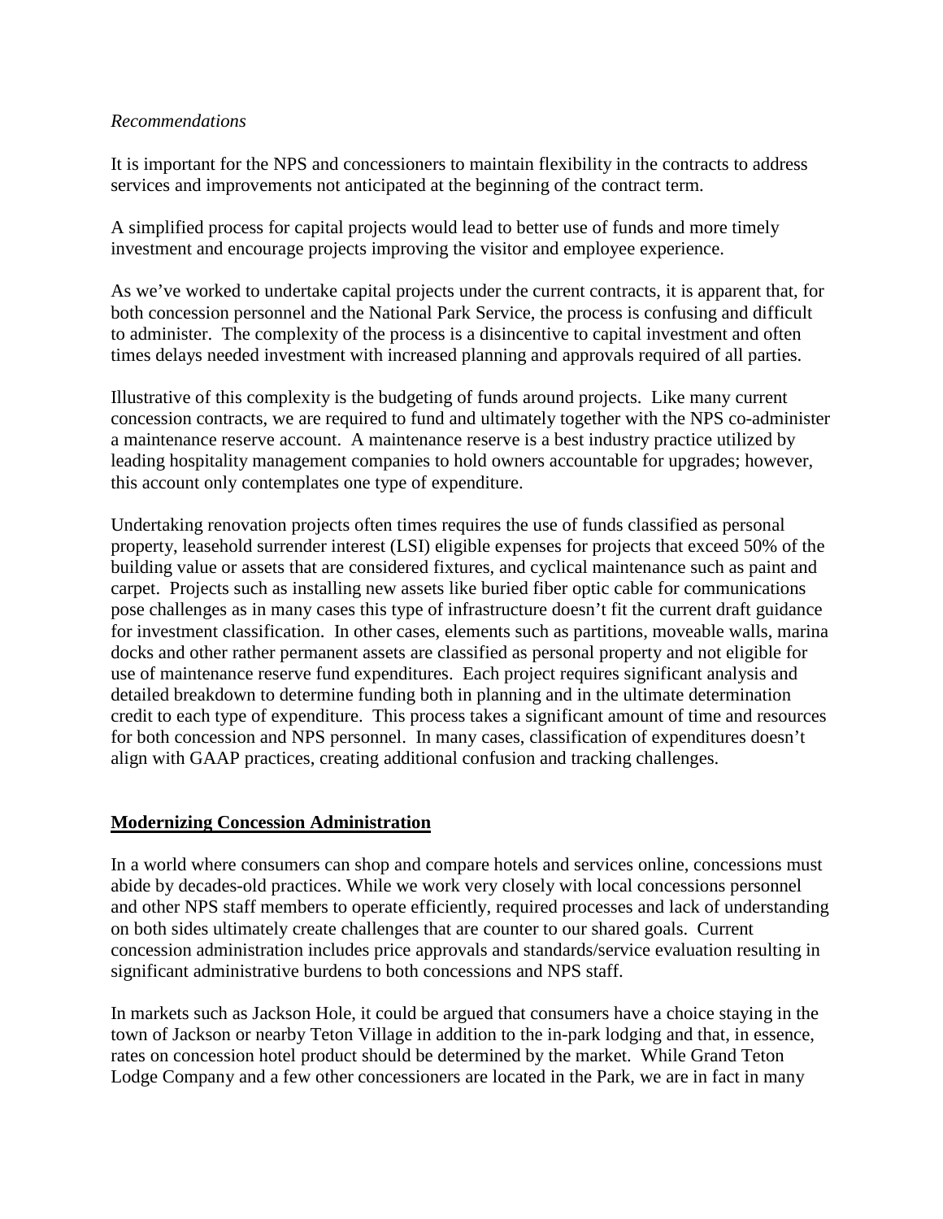*Recommendations*

It is important for the NPS and concessioners to maintain flexibility in the contracts to address services and improvements not anticipated at the beginning of the contract term.

A simplified process for capital projects would lead to better use of funds and more timely investment and encourage projects improving the visitor and employee experience.

As we've worked to undertake capital projects under the current contracts, it is apparent that, for both concession personnel and the National Park Service, the process is confusing and difficult to administer. The complexity of the process is a disincentive to capital investment and often times delays needed investment with increased planning and approvals required of all parties.

Illustrative of this complexity is the budgeting of funds around projects. Like many current concession contracts, we are required to fund and ultimately together with the NPS co-administer a maintenance reserve account. A maintenance reserve is a best industry practice utilized by leading hospitality management companies to hold owners accountable for upgrades; however, this account only contemplates one type of expenditure.

Undertaking renovation projects often times requires the use of funds classified as personal property, leasehold surrender interest (LSI) eligible expenses for projects that exceed 50% of the building value or assets that are considered fixtures, and cyclical maintenance such as paint and carpet. Projects such as installing new assets like buried fiber optic cable for communications pose challenges as in many cases this type of infrastructure doesn't fit the current draft guidance for investment classification. In other cases, elements such as partitions, moveable walls, marina docks and other rather permanent assets are classified as personal property and not eligible for use of maintenance reserve fund expenditures. Each project requires significant analysis and detailed breakdown to determine funding both in planning and in the ultimate determination credit to each type of expenditure. This process takes a significant amount of time and resources for both concession and NPS personnel. In many cases, classification of expenditures doesn't align with GAAP practices, creating additional confusion and tracking challenges.

## **Modernizing Concession Administration**

In a world where consumers can shop and compare hotels and services online, concessions must abide by decades-old practices. While we work very closely with local concessions personnel and other NPS staff members to operate efficiently, required processes and lack of understanding on both sides ultimately create challenges that are counter to our shared goals. Current concession administration includes price approvals and standards/service evaluation resulting in significant administrative burdens to both concessions and NPS staff.

In markets such as Jackson Hole, it could be argued that consumers have a choice staying in the town of Jackson or nearby Teton Village in addition to the in-park lodging and that, in essence, rates on concession hotel product should be determined by the market. While Grand Teton Lodge Company and a few other concessioners are located in the Park, we are in fact in many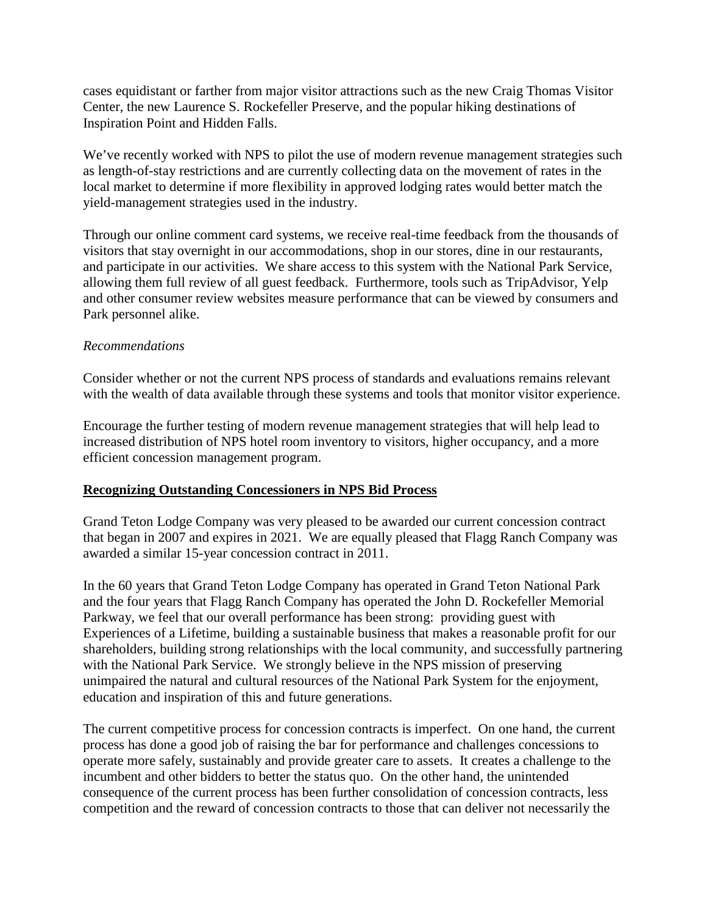cases equidistant or farther from major visitor attractions such as the new Craig Thomas Visitor Center, the new Laurence S. Rockefeller Preserve, and the popular hiking destinations of Inspiration Point and Hidden Falls.

We've recently worked with NPS to pilot the use of modern revenue management strategies such as length-of-stay restrictions and are currently collecting data on the movement of rates in the local market to determine if more flexibility in approved lodging rates would better match the yield-management strategies used in the industry.

Through our online comment card systems, we receive real-time feedback from the thousands of visitors that stay overnight in our accommodations, shop in our stores, dine in our restaurants, and participate in our activities. We share access to this system with the National Park Service, allowing them full review of all guest feedback. Furthermore, tools such as TripAdvisor, Yelp and other consumer review websites measure performance that can be viewed by consumers and Park personnel alike.

*Recommendations*

Consider whether or not the current NPS process of standards and evaluations remains relevant with the wealth of data available through these systems and tools that monitor visitor experience.

Encourage the further testing of modern revenue management strategies that will help lead to increased distribution of NPS hotel room inventory to visitors, higher occupancy, and a more efficient concession management program.

**Recognizing Outstanding Concessioners in NPS Bid Process**

Grand Teton Lodge Company was very pleased to be awarded our current concession contract that began in 2007 and expires in 2021. We are equally pleased that Flagg Ranch Company was awarded a similar 15-year concession contract in 2011.

In the 60 years that Grand Teton Lodge Company has operated in Grand Teton National Park and the four years that Flagg Ranch Company has operated the John D. Rockefeller Memorial Parkway, we feel that our overall performance has been strong: providing guest with Experiences of a Lifetime, building a sustainable business that makes a reasonable profit for our shareholders, building strong relationships with the local community, and successfully partnering with the National Park Service. We strongly believe in the NPS mission of preserving unimpaired the natural and cultural resources of the National Park System for the enjoyment, education and inspiration of this and future generations.

The current competitive process for concession contracts is imperfect. On one hand, the current process has done a good job of raising the bar for performance and challenges concessions to operate more safely, sustainably and provide greater care to assets. It creates a challenge to the incumbent and other bidders to better the status quo. On the other hand, the unintended consequence of the current process has been further consolidation of concession contracts, less competition and the reward of concession contracts to those that can deliver not necessarily the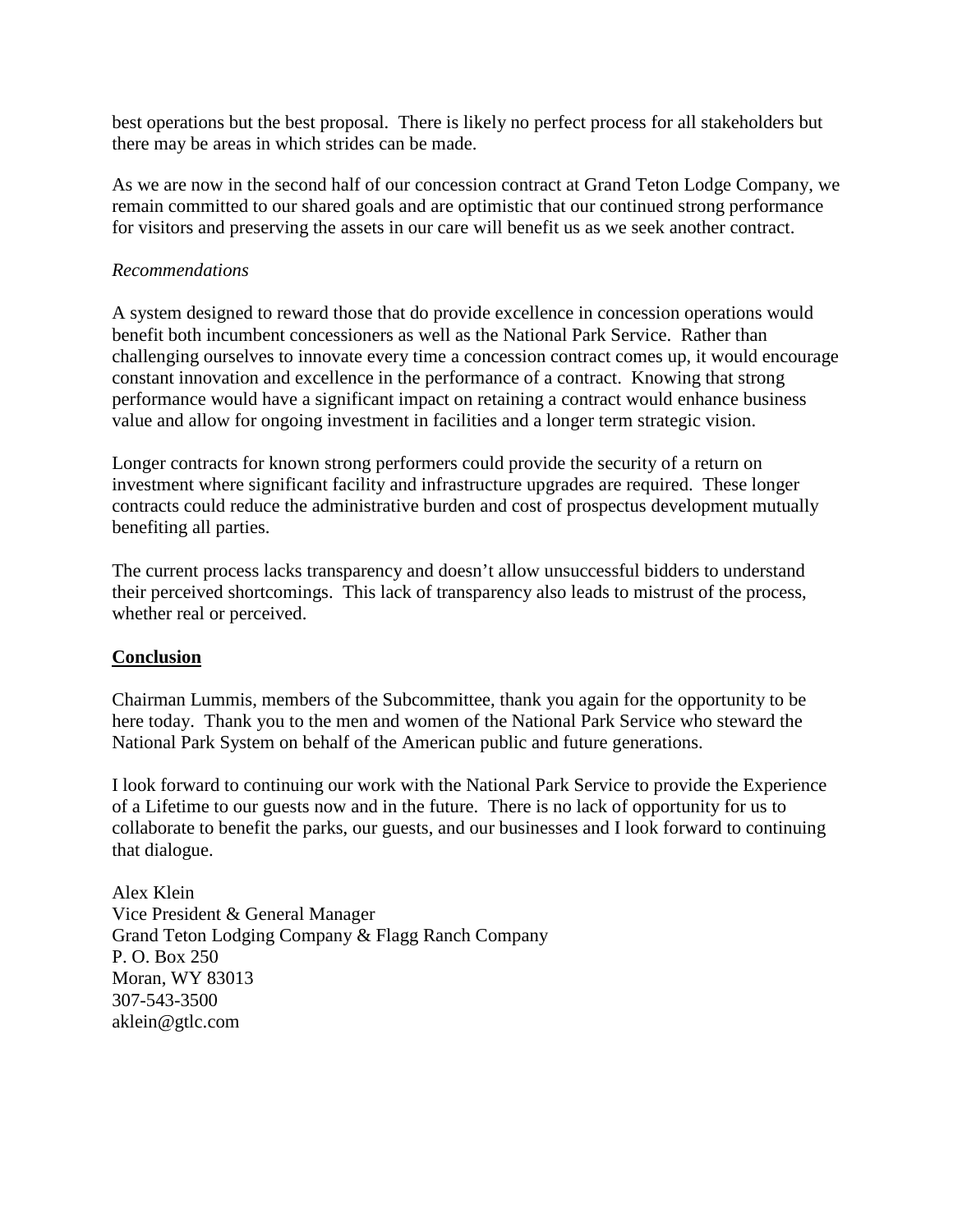best operations but the best proposal. There is likely no perfect process for all stakeholders but there may be areas in which strides can be made.

As we are now in the second half of our concession contract at Grand Teton Lodge Company, we remain committed to our shared goals and are optimistic that our continued strong performance for visitors and preserving the assets in our care will benefit us as we seek another contract.

*Recommendations*

A system designed to reward those that do provide excellence in concession operations would benefit both incumbent concessioners as well as the National Park Service. Rather than challenging ourselves to innovate every time a concession contract comes up, it would encourage constant innovation and excellence in the performance of a contract. Knowing that strong performance would have a significant impact on retaining a contract would enhance business value and allow for ongoing investment in facilities and a longer term strategic vision.

Longer contracts for known strong performers could provide the security of a return on investment where significant facility and infrastructure upgrades are required. These longer contracts could reduce the administrative burden and cost of prospectus development mutually benefiting all parties.

The current process lacks transparency and doesn't allow unsuccessful bidders to understand their perceived shortcomings. This lack of transparency also leads to mistrust of the process, whether real or perceived.

## Conclusion

Chairman Lummis, members of the Subcommittee, thank you again for the opportunity to be here today. Thank you to the men and women of the National Park Service who steward the National Park System on behalf of the American public and future generations.

I look forward to continuing our work with the National Park Service to provide the Experience of a Lifetime to our guests now and in the future. There is no lack of opportunity for us to collaborate to benefit the parks, our guests, and our businesses and I look forward to continuing that dialogue.

Alex Klein
Vice President & General Manager
Grand Teton Lodging Company & Flagg Ranch Company
P. O. Box 250
Moran, WY 83013
307-543-3500
aklein@gtlc.com